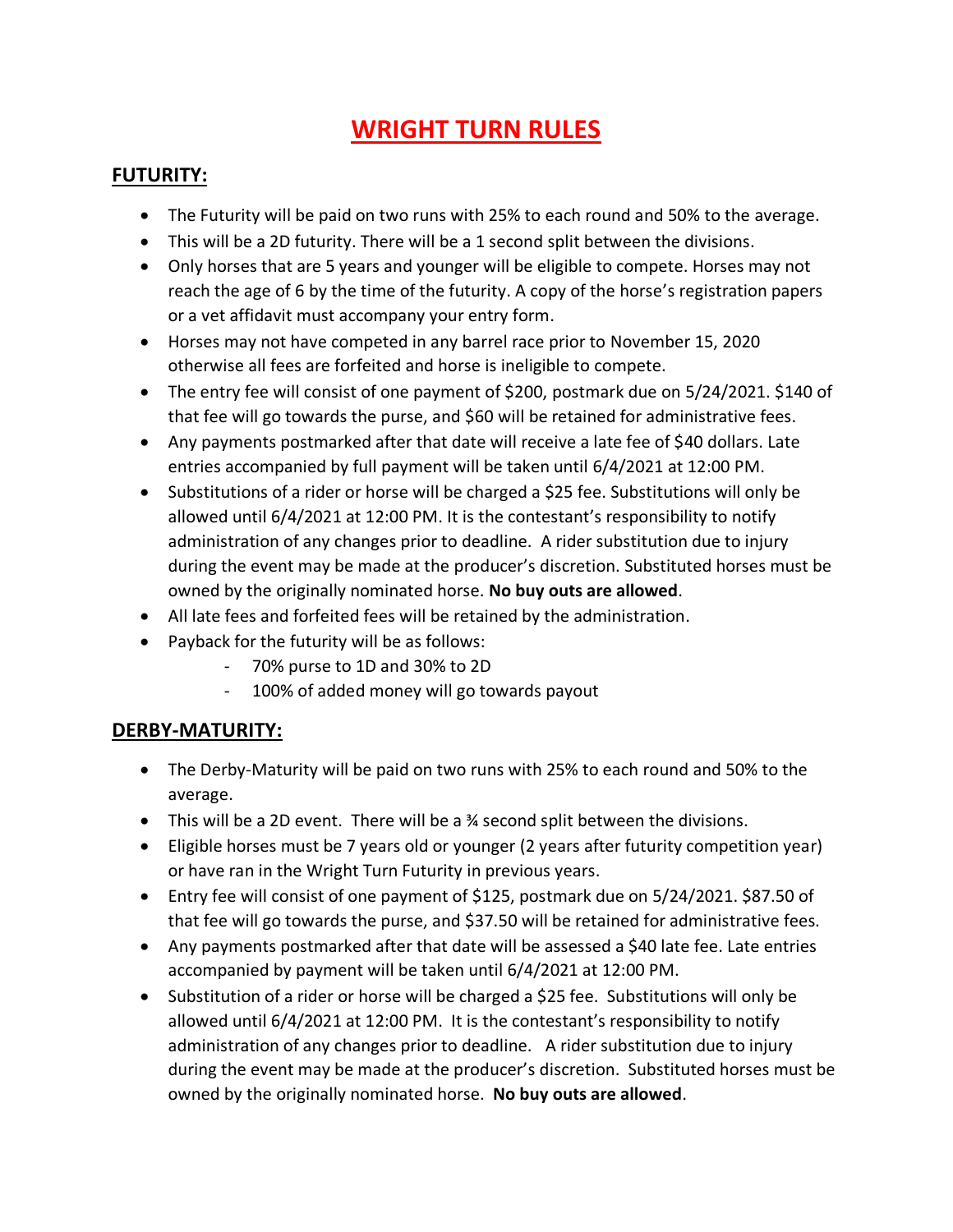# WRIGHT TURN RULES

## FUTURITY:

- The Futurity will be paid on two runs with 25% to each round and 50% to the average.
- This will be a 2D futurity. There will be a 1 second split between the divisions.
- Only horses that are 5 years and younger will be eligible to compete. Horses may not reach the age of 6 by the time of the futurity. A copy of the horse's registration papers or a vet affidavit must accompany your entry form.
- Horses may not have competed in any barrel race prior to November 15, 2020 otherwise all fees are forfeited and horse is ineligible to compete.
- The entry fee will consist of one payment of $200, postmark due on 5/24/2021. $140 of that fee will go towards the purse, and $60 will be retained for administrative fees.
- Any payments postmarked after that date will receive a late fee of $40 dollars. Late entries accompanied by full payment will be taken until 6/4/2021 at 12:00 PM.
- Substitutions of a rider or horse will be charged a $25 fee. Substitutions will only be allowed until 6/4/2021 at 12:00 PM. It is the contestant's responsibility to notify administration of any changes prior to deadline. A rider substitution due to injury during the event may be made at the producer's discretion. Substituted horses must be owned by the originally nominated horse. **No buy outs are allowed**.
- All late fees and forfeited fees will be retained by the administration.
- Payback for the futurity will be as follows:
  - 70% purse to 1D and 30% to 2D
  - 100% of added money will go towards payout

## DERBY-MATURITY:

- The Derby-Maturity will be paid on two runs with 25% to each round and 50% to the average.
- This will be a 2D event. There will be a ¾ second split between the divisions.
- Eligible horses must be 7 years old or younger (2 years after futurity competition year) or have ran in the Wright Turn Futurity in previous years.
- Entry fee will consist of one payment of $125, postmark due on 5/24/2021. $87.50 of that fee will go towards the purse, and $37.50 will be retained for administrative fees.
- Any payments postmarked after that date will be assessed a $40 late fee. Late entries accompanied by payment will be taken until 6/4/2021 at 12:00 PM.
- Substitution of a rider or horse will be charged a $25 fee. Substitutions will only be allowed until 6/4/2021 at 12:00 PM. It is the contestant's responsibility to notify administration of any changes prior to deadline. A rider substitution due to injury during the event may be made at the producer's discretion. Substituted horses must be owned by the originally nominated horse. **No buy outs are allowed**.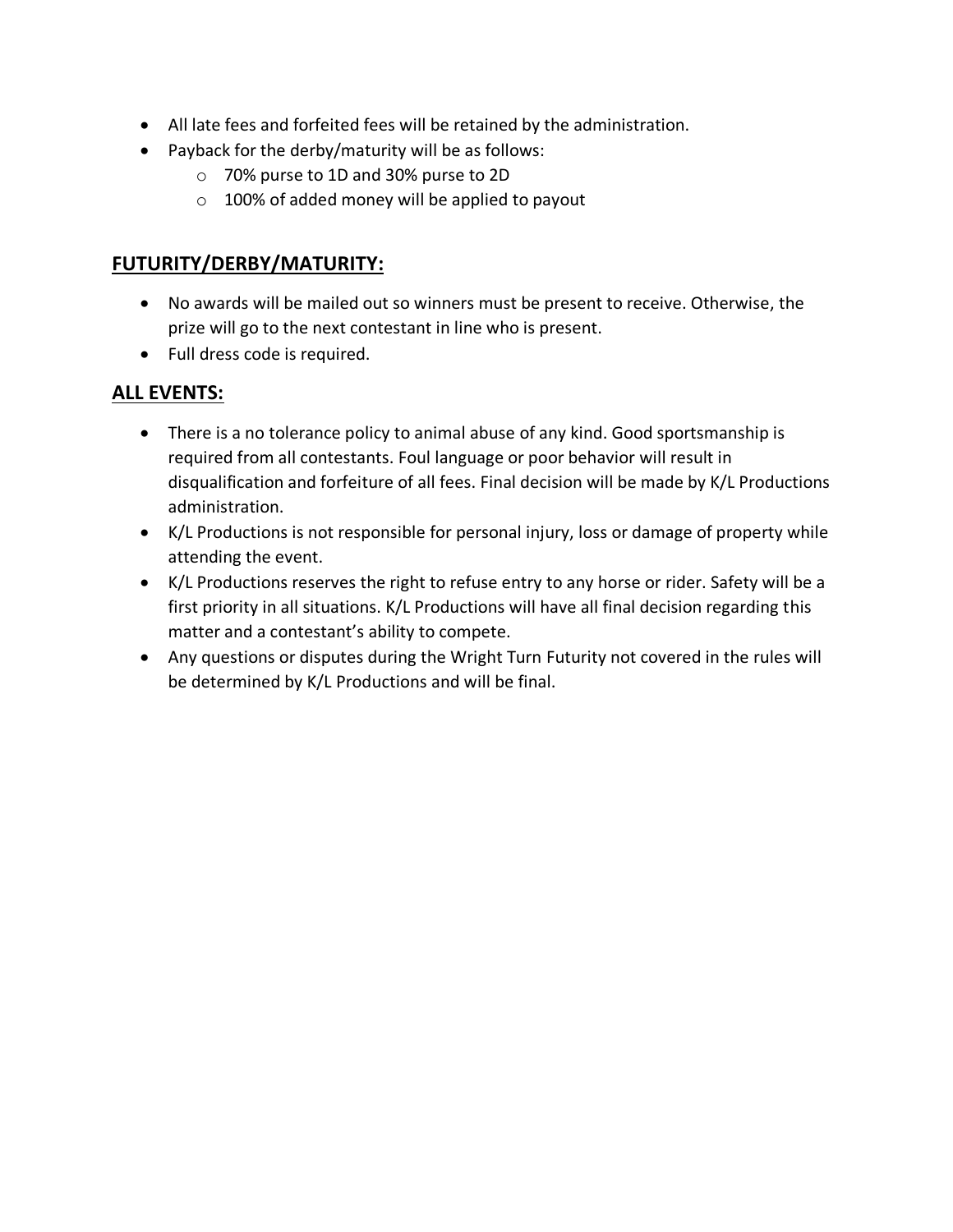- All late fees and forfeited fees will be retained by the administration.
- Payback for the derby/maturity will be as follows:
  - 70% purse to 1D and 30% purse to 2D
  - 100% of added money will be applied to payout

## FUTURITY/DERBY/MATURITY:

- No awards will be mailed out so winners must be present to receive. Otherwise, the prize will go to the next contestant in line who is present.
- Full dress code is required.

## ALL EVENTS:

- There is a no tolerance policy to animal abuse of any kind. Good sportsmanship is required from all contestants. Foul language or poor behavior will result in disqualification and forfeiture of all fees. Final decision will be made by K/L Productions administration.
- K/L Productions is not responsible for personal injury, loss or damage of property while attending the event.
- K/L Productions reserves the right to refuse entry to any horse or rider. Safety will be a first priority in all situations. K/L Productions will have all final decision regarding this matter and a contestant's ability to compete.
- Any questions or disputes during the Wright Turn Futurity not covered in the rules will be determined by K/L Productions and will be final.